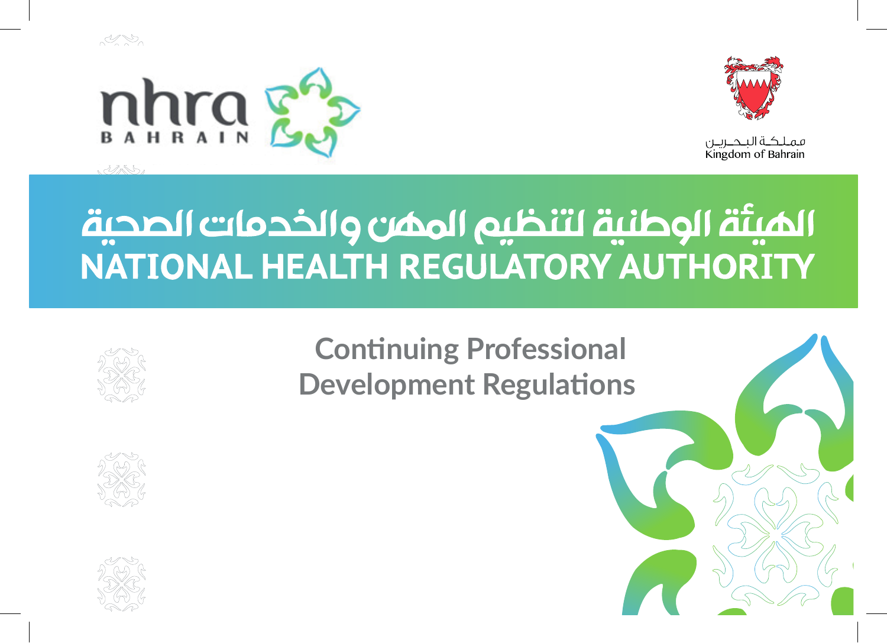nhra BAHRAIN

مملكة البحرين
Kingdom of Bahrain

# الهيئة الوطنية لتنظيم المهن والخدمات الصحية
# NATIONAL HEALTH REGULATORY AUTHORITY

## Continuing Professional Development Regulations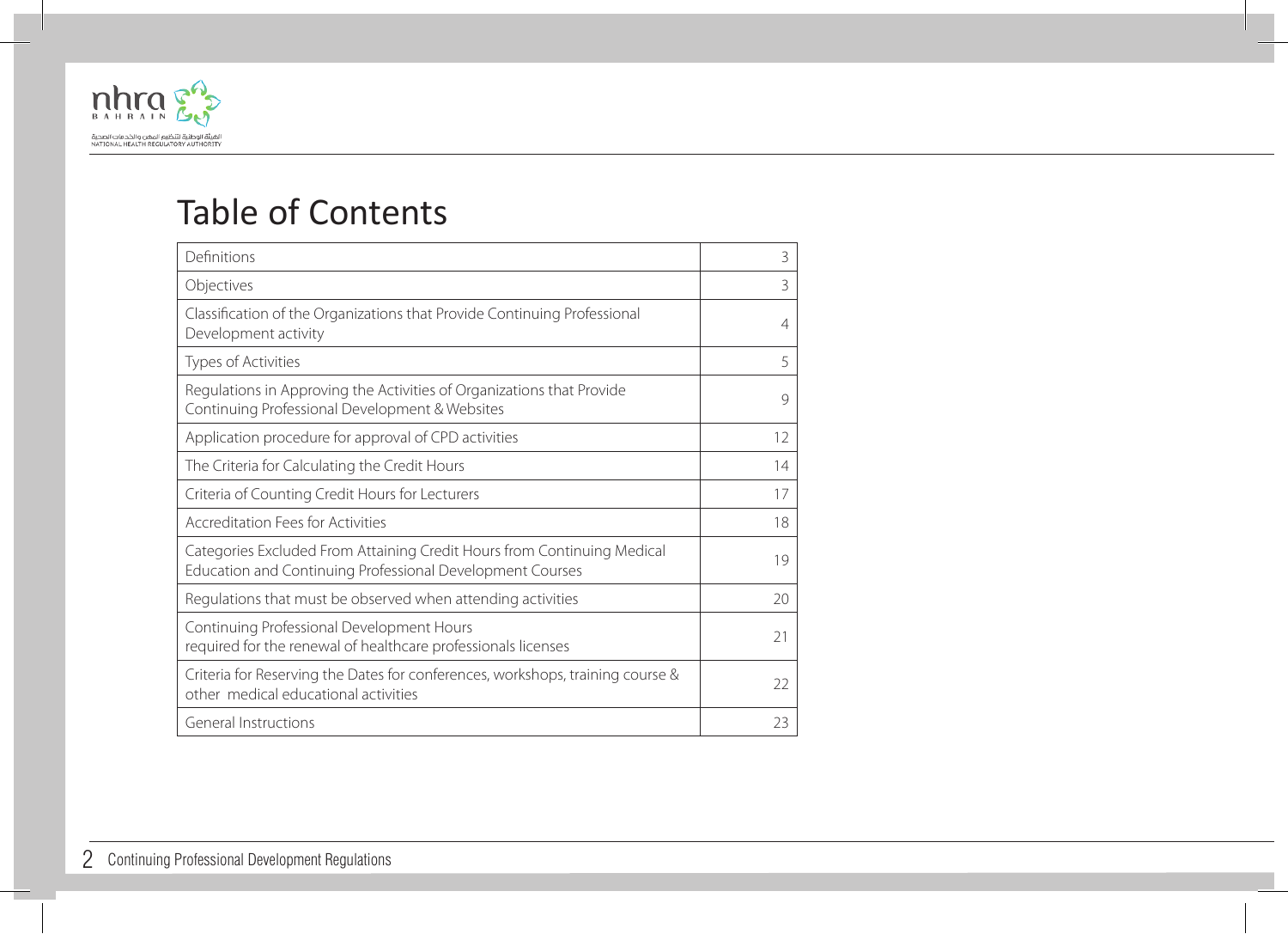# Table of Contents

| | |
|---|---|
| Definitions | 3 |
| Objectives | 3 |
| Classification of the Organizations that Provide Continuing Professional Development activity | 4 |
| Types of Activities | 5 |
| Regulations in Approving the Activities of Organizations that Provide Continuing Professional Development & Websites | 9 |
| Application procedure for approval of CPD activities | 12 |
| The Criteria for Calculating the Credit Hours | 14 |
| Criteria of Counting Credit Hours for Lecturers | 17 |
| Accreditation Fees for Activities | 18 |
| Categories Excluded From Attaining Credit Hours from Continuing Medical Education and Continuing Professional Development Courses | 19 |
| Regulations that must be observed when attending activities | 20 |
| Continuing Professional Development Hours required for the renewal of healthcare professionals licenses | 21 |
| Criteria for Reserving the Dates for conferences, workshops, training course & other medical educational activities | 22 |
| General Instructions | 23 |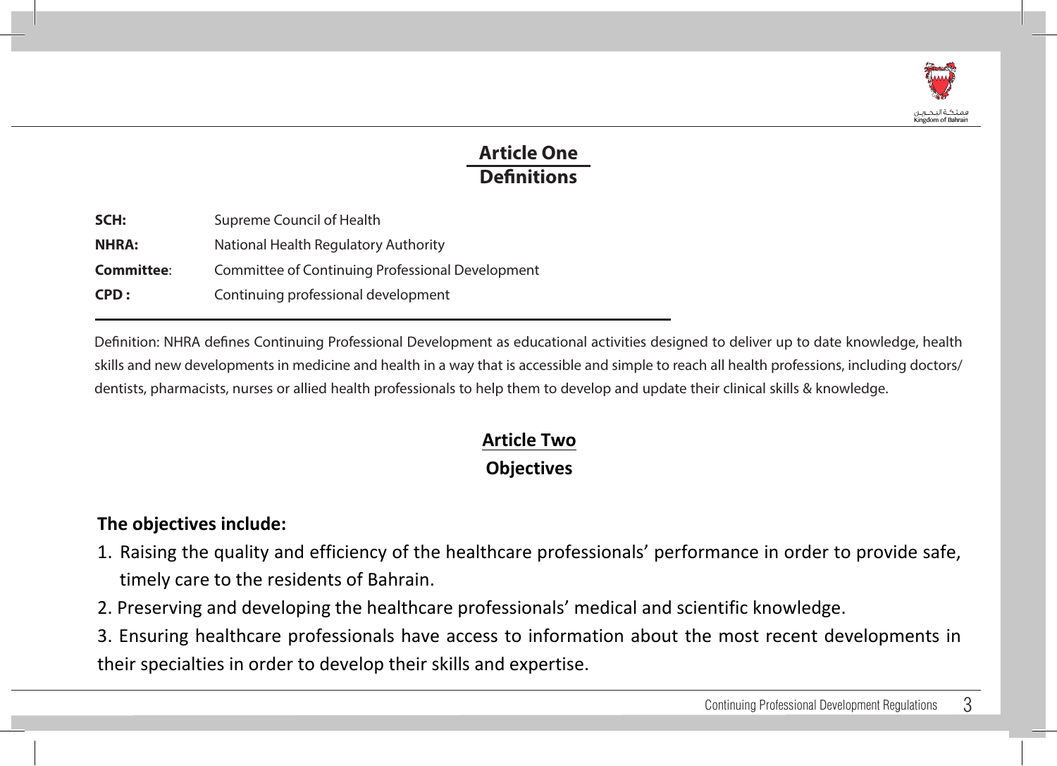## Article One
## Definitions

| | |
|---|---|
| **SCH:** | Supreme Council of Health |
| **NHRA:** | National Health Regulatory Authority |
| **Committee**: | Committee of Continuing Professional Development |
| **CPD :** | Continuing professional development |

Definition: NHRA defines Continuing Professional Development as educational activities designed to deliver up to date knowledge, health skills and new developments in medicine and health in a way that is accessible and simple to reach all health professions, including doctors/ dentists, pharmacists, nurses or allied health professionals to help them to develop and update their clinical skills & knowledge.

## Article Two
## Objectives

**The objectives include:**

1. Raising the quality and efficiency of the healthcare professionals' performance in order to provide safe, timely care to the residents of Bahrain.
2. Preserving and developing the healthcare professionals' medical and scientific knowledge.
3. Ensuring healthcare professionals have access to information about the most recent developments in their specialties in order to develop their skills and expertise.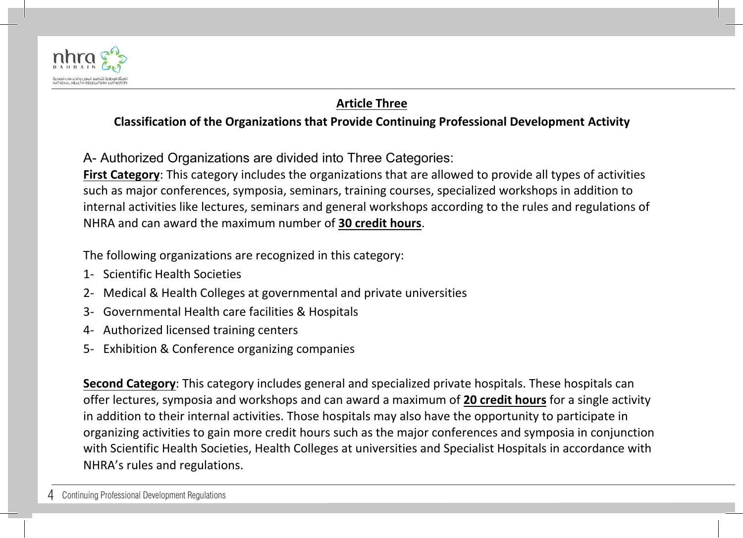## Article Three

### Classification of the Organizations that Provide Continuing Professional Development Activity

A- Authorized Organizations are divided into Three Categories:

**First Category**: This category includes the organizations that are allowed to provide all types of activities such as major conferences, symposia, seminars, training courses, specialized workshops in addition to internal activities like lectures, seminars and general workshops according to the rules and regulations of NHRA and can award the maximum number of **30 credit hours**.

The following organizations are recognized in this category:

1- Scientific Health Societies
2- Medical & Health Colleges at governmental and private universities
3- Governmental Health care facilities & Hospitals
4- Authorized licensed training centers
5- Exhibition & Conference organizing companies

**Second Category**: This category includes general and specialized private hospitals. These hospitals can offer lectures, symposia and workshops and can award a maximum of **20 credit hours** for a single activity in addition to their internal activities. Those hospitals may also have the opportunity to participate in organizing activities to gain more credit hours such as the major conferences and symposia in conjunction with Scientific Health Societies, Health Colleges at universities and Specialist Hospitals in accordance with NHRA's rules and regulations.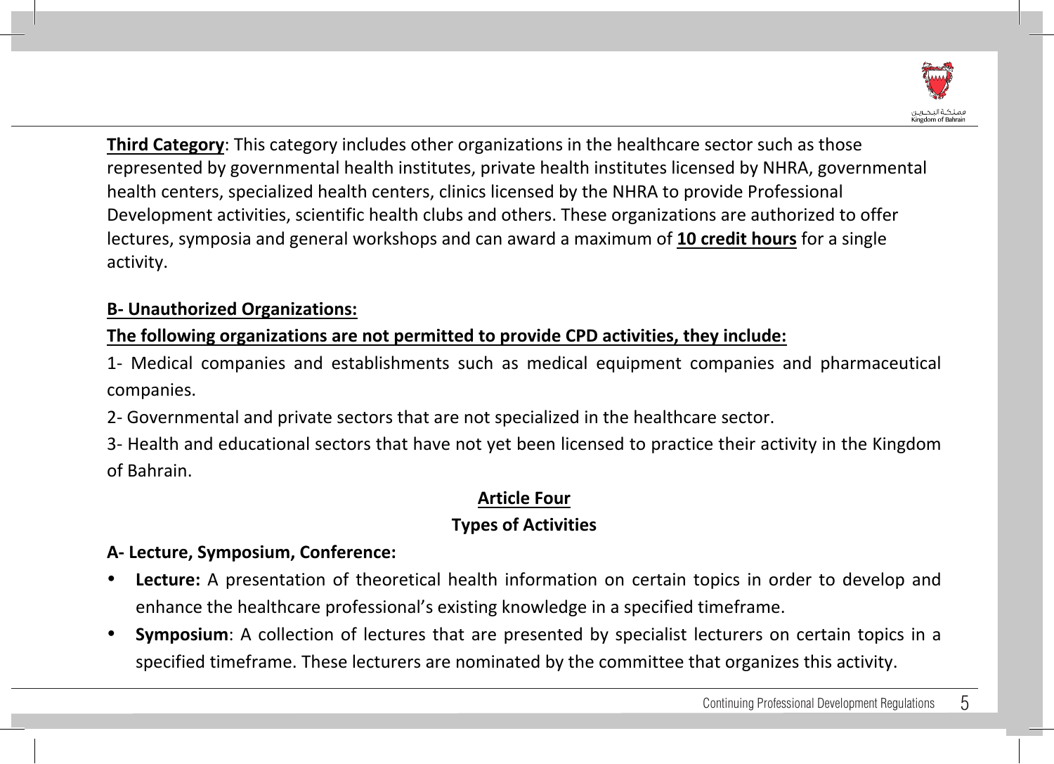**Third Category**: This category includes other organizations in the healthcare sector such as those represented by governmental health institutes, private health institutes licensed by NHRA, governmental health centers, specialized health centers, clinics licensed by the NHRA to provide Professional Development activities, scientific health clubs and others. These organizations are authorized to offer lectures, symposia and general workshops and can award a maximum of **10 credit hours** for a single activity.

**B- Unauthorized Organizations:**

**The following organizations are not permitted to provide CPD activities, they include:**

1- Medical companies and establishments such as medical equipment companies and pharmaceutical companies.

2- Governmental and private sectors that are not specialized in the healthcare sector.

3- Health and educational sectors that have not yet been licensed to practice their activity in the Kingdom of Bahrain.

## Article Four

## Types of Activities

**A- Lecture, Symposium, Conference:**

- **Lecture:** A presentation of theoretical health information on certain topics in order to develop and enhance the healthcare professional's existing knowledge in a specified timeframe.
- **Symposium**: A collection of lectures that are presented by specialist lecturers on certain topics in a specified timeframe. These lecturers are nominated by the committee that organizes this activity.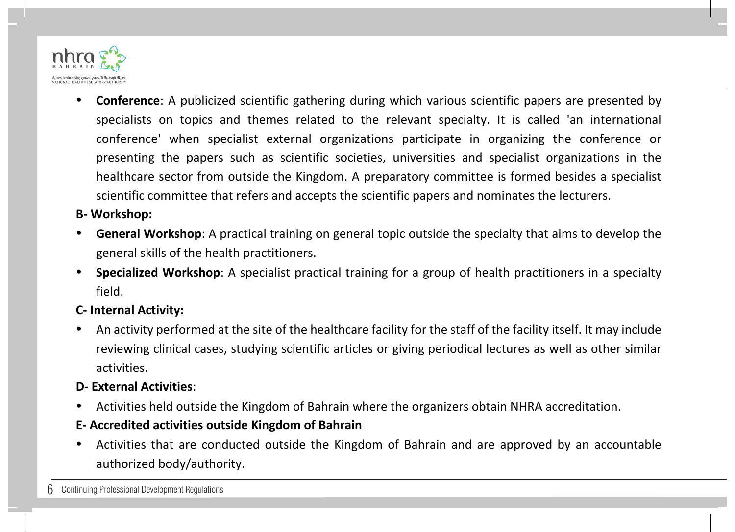- **Conference**: A publicized scientific gathering during which various scientific papers are presented by specialists on topics and themes related to the relevant specialty. It is called 'an international conference' when specialist external organizations participate in organizing the conference or presenting the papers such as scientific societies, universities and specialist organizations in the healthcare sector from outside the Kingdom. A preparatory committee is formed besides a specialist scientific committee that refers and accepts the scientific papers and nominates the lecturers.

**B- Workshop:**

- **General Workshop**: A practical training on general topic outside the specialty that aims to develop the general skills of the health practitioners.
- **Specialized Workshop**: A specialist practical training for a group of health practitioners in a specialty field.

**C- Internal Activity:**

- An activity performed at the site of the healthcare facility for the staff of the facility itself. It may include reviewing clinical cases, studying scientific articles or giving periodical lectures as well as other similar activities.

**D- External Activities**:

- Activities held outside the Kingdom of Bahrain where the organizers obtain NHRA accreditation.

**E- Accredited activities outside Kingdom of Bahrain**

- Activities that are conducted outside the Kingdom of Bahrain and are approved by an accountable authorized body/authority.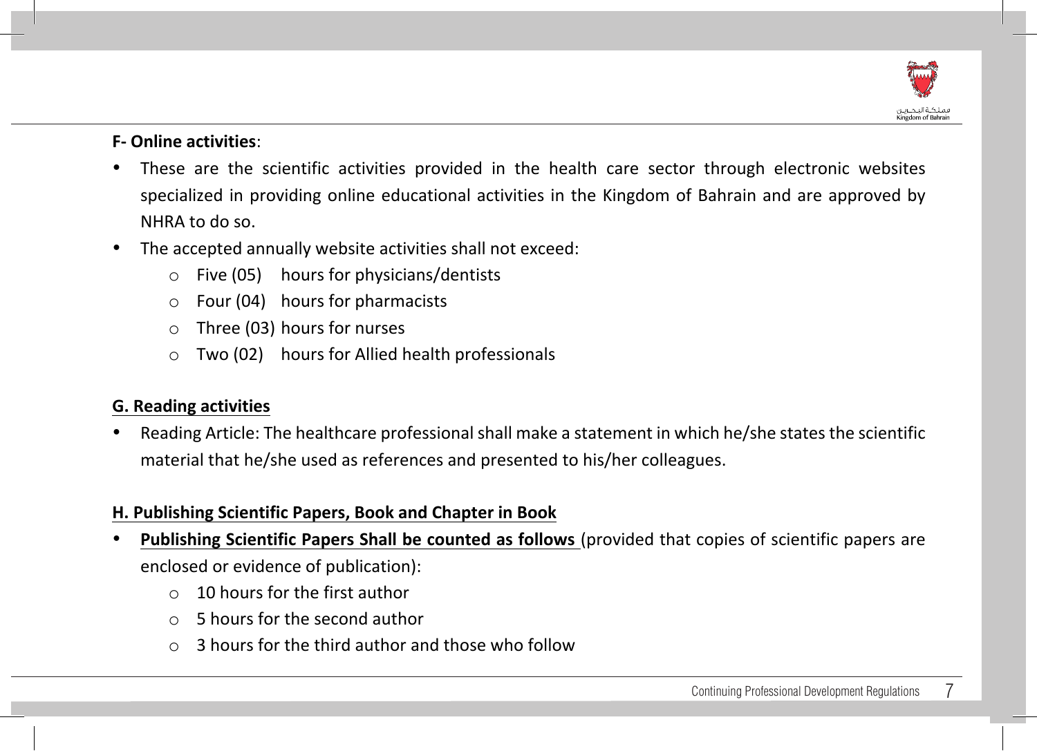**F- Online activities**:

- These are the scientific activities provided in the health care sector through electronic websites specialized in providing online educational activities in the Kingdom of Bahrain and are approved by NHRA to do so.
- The accepted annually website activities shall not exceed:
  - Five (05) hours for physicians/dentists
  - Four (04) hours for pharmacists
  - Three (03) hours for nurses
  - Two (02) hours for Allied health professionals

**G. Reading activities**

- Reading Article: The healthcare professional shall make a statement in which he/she states the scientific material that he/she used as references and presented to his/her colleagues.

**H. Publishing Scientific Papers, Book and Chapter in Book**

- **Publishing Scientific Papers Shall be counted as follows** (provided that copies of scientific papers are enclosed or evidence of publication):
  - 10 hours for the first author
  - 5 hours for the second author
  - 3 hours for the third author and those who follow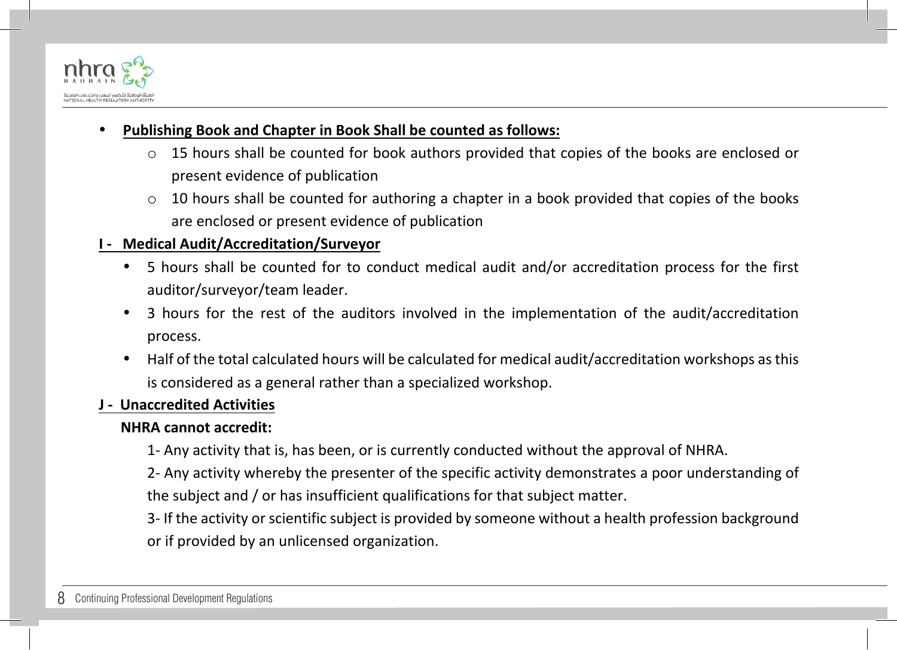- **Publishing Book and Chapter in Book Shall be counted as follows:**
    - 15 hours shall be counted for book authors provided that copies of the books are enclosed or present evidence of publication
    - 10 hours shall be counted for authoring a chapter in a book provided that copies of the books are enclosed or present evidence of publication

**I - Medical Audit/Accreditation/Surveyor**

- 5 hours shall be counted for to conduct medical audit and/or accreditation process for the first auditor/surveyor/team leader.
- 3 hours for the rest of the auditors involved in the implementation of the audit/accreditation process.
- Half of the total calculated hours will be calculated for medical audit/accreditation workshops as this is considered as a general rather than a specialized workshop.

**J - Unaccredited Activities**

**NHRA cannot accredit:**

1- Any activity that is, has been, or is currently conducted without the approval of NHRA.

2- Any activity whereby the presenter of the specific activity demonstrates a poor understanding of the subject and / or has insufficient qualifications for that subject matter.

3- If the activity or scientific subject is provided by someone without a health profession background or if provided by an unlicensed organization.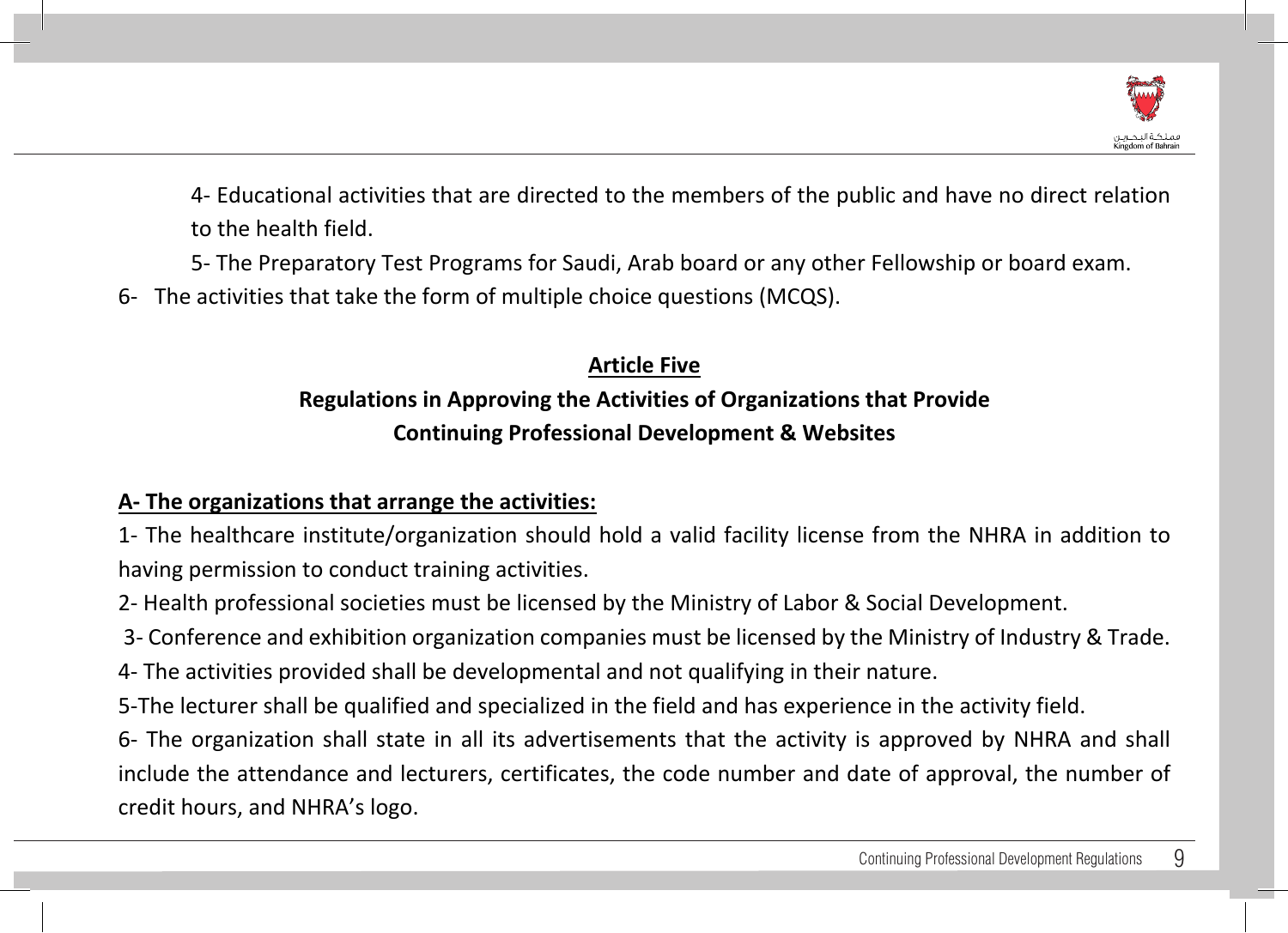4- Educational activities that are directed to the members of the public and have no direct relation to the health field.

5- The Preparatory Test Programs for Saudi, Arab board or any other Fellowship or board exam.

6- The activities that take the form of multiple choice questions (MCQS).

## Article Five

### Regulations in Approving the Activities of Organizations that Provide Continuing Professional Development & Websites

**A- The organizations that arrange the activities:**

1- The healthcare institute/organization should hold a valid facility license from the NHRA in addition to having permission to conduct training activities.

2- Health professional societies must be licensed by the Ministry of Labor & Social Development.

3- Conference and exhibition organization companies must be licensed by the Ministry of Industry & Trade.

4- The activities provided shall be developmental and not qualifying in their nature.

5-The lecturer shall be qualified and specialized in the field and has experience in the activity field.

6- The organization shall state in all its advertisements that the activity is approved by NHRA and shall include the attendance and lecturers, certificates, the code number and date of approval, the number of credit hours, and NHRA's logo.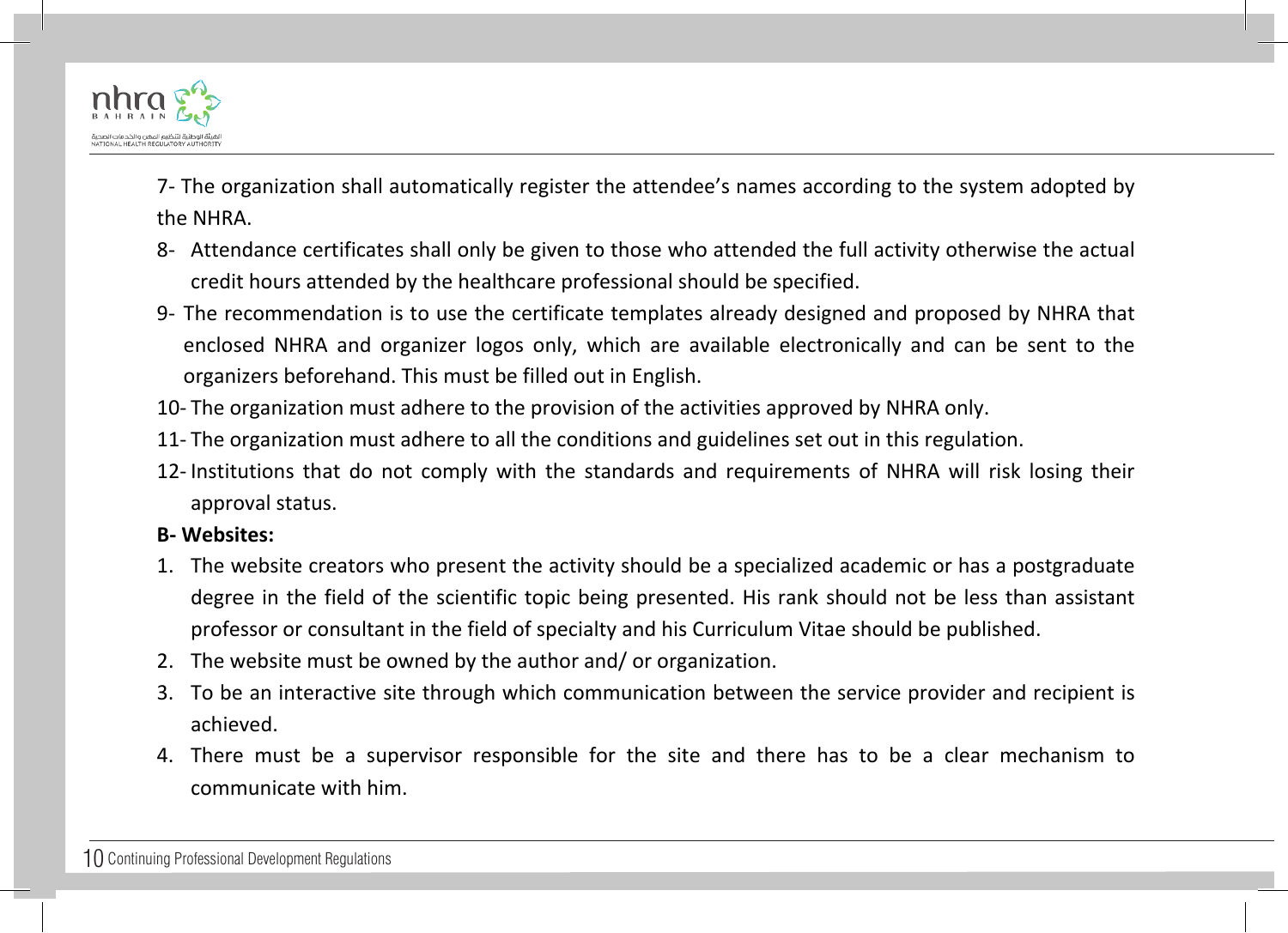7- The organization shall automatically register the attendee's names according to the system adopted by the NHRA.

8- Attendance certificates shall only be given to those who attended the full activity otherwise the actual credit hours attended by the healthcare professional should be specified.

9- The recommendation is to use the certificate templates already designed and proposed by NHRA that enclosed NHRA and organizer logos only, which are available electronically and can be sent to the organizers beforehand. This must be filled out in English.

10- The organization must adhere to the provision of the activities approved by NHRA only.

11- The organization must adhere to all the conditions and guidelines set out in this regulation.

12- Institutions that do not comply with the standards and requirements of NHRA will risk losing their approval status.

**B- Websites:**

1. The website creators who present the activity should be a specialized academic or has a postgraduate degree in the field of the scientific topic being presented. His rank should not be less than assistant professor or consultant in the field of specialty and his Curriculum Vitae should be published.
2. The website must be owned by the author and/ or organization.
3. To be an interactive site through which communication between the service provider and recipient is achieved.
4. There must be a supervisor responsible for the site and there has to be a clear mechanism to communicate with him.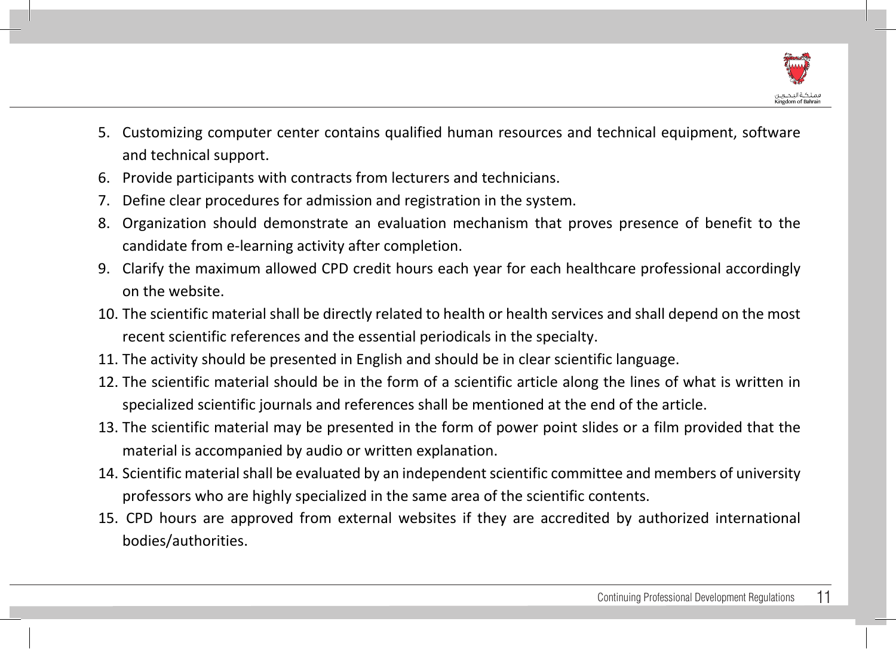5. Customizing computer center contains qualified human resources and technical equipment, software and technical support.
6. Provide participants with contracts from lecturers and technicians.
7. Define clear procedures for admission and registration in the system.
8. Organization should demonstrate an evaluation mechanism that proves presence of benefit to the candidate from e-learning activity after completion.
9. Clarify the maximum allowed CPD credit hours each year for each healthcare professional accordingly on the website.
10. The scientific material shall be directly related to health or health services and shall depend on the most recent scientific references and the essential periodicals in the specialty.
11. The activity should be presented in English and should be in clear scientific language.
12. The scientific material should be in the form of a scientific article along the lines of what is written in specialized scientific journals and references shall be mentioned at the end of the article.
13. The scientific material may be presented in the form of power point slides or a film provided that the material is accompanied by audio or written explanation.
14. Scientific material shall be evaluated by an independent scientific committee and members of university professors who are highly specialized in the same area of the scientific contents.
15. CPD hours are approved from external websites if they are accredited by authorized international bodies/authorities.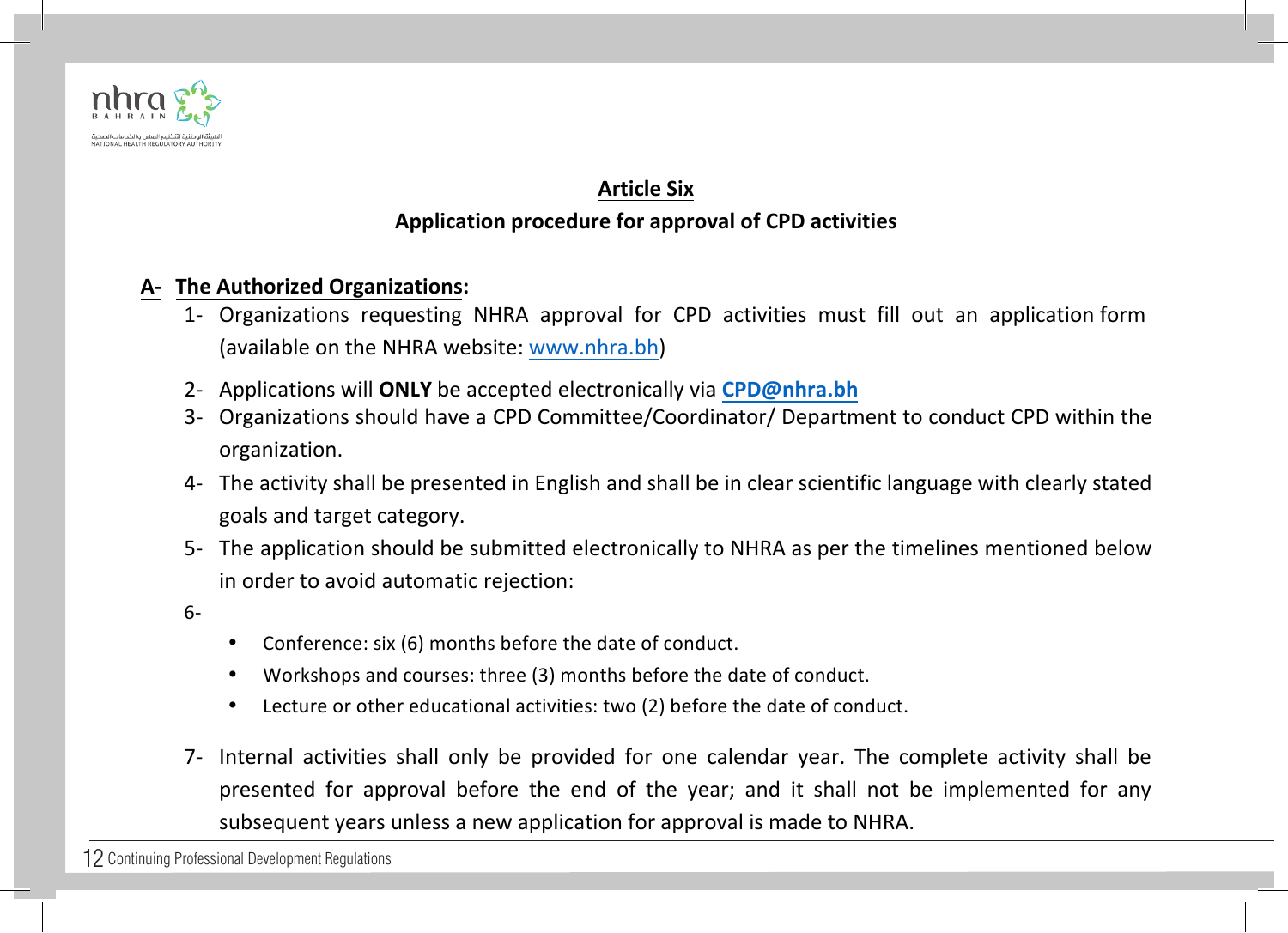## Article Six

### Application procedure for approval of CPD activities

**A- The Authorized Organizations:**

1- Organizations requesting NHRA approval for CPD activities must fill out an application form (available on the NHRA website: www.nhra.bh)

2- Applications will **ONLY** be accepted electronically via **CPD@nhra.bh**

3- Organizations should have a CPD Committee/Coordinator/ Department to conduct CPD within the organization.

4- The activity shall be presented in English and shall be in clear scientific language with clearly stated goals and target category.

5- The application should be submitted electronically to NHRA as per the timelines mentioned below in order to avoid automatic rejection:

6-

- Conference: six (6) months before the date of conduct.
- Workshops and courses: three (3) months before the date of conduct.
- Lecture or other educational activities: two (2) before the date of conduct.

7- Internal activities shall only be provided for one calendar year. The complete activity shall be presented for approval before the end of the year; and it shall not be implemented for any subsequent years unless a new application for approval is made to NHRA.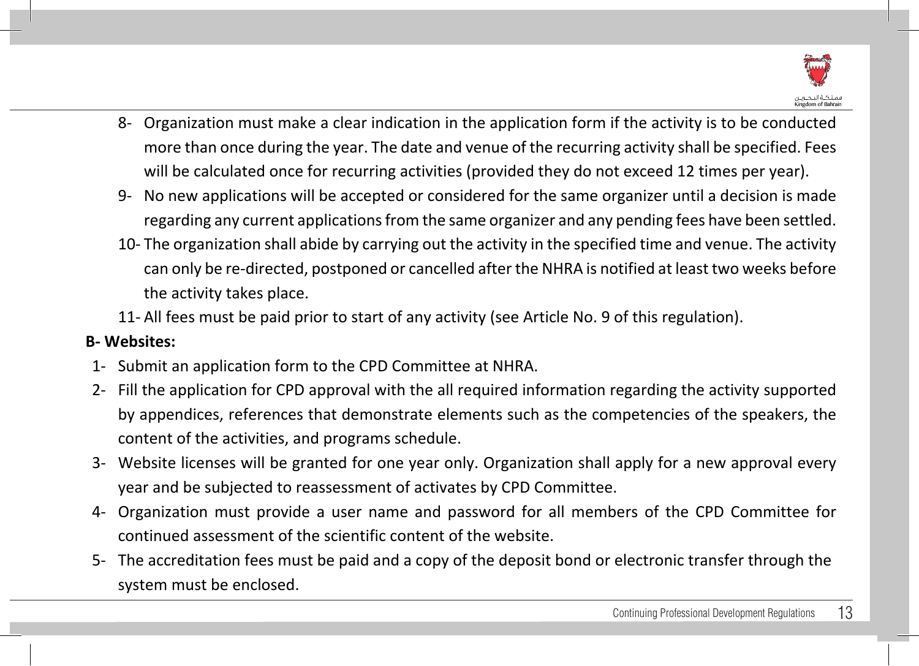8- Organization must make a clear indication in the application form if the activity is to be conducted more than once during the year. The date and venue of the recurring activity shall be specified. Fees will be calculated once for recurring activities (provided they do not exceed 12 times per year).

9- No new applications will be accepted or considered for the same organizer until a decision is made regarding any current applications from the same organizer and any pending fees have been settled.

10- The organization shall abide by carrying out the activity in the specified time and venue. The activity can only be re-directed, postponed or cancelled after the NHRA is notified at least two weeks before the activity takes place.

11- All fees must be paid prior to start of any activity (see Article No. 9 of this regulation).

**B- Websites:**

1- Submit an application form to the CPD Committee at NHRA.

2- Fill the application for CPD approval with the all required information regarding the activity supported by appendices, references that demonstrate elements such as the competencies of the speakers, the content of the activities, and programs schedule.

3- Website licenses will be granted for one year only. Organization shall apply for a new approval every year and be subjected to reassessment of activates by CPD Committee.

4- Organization must provide a user name and password for all members of the CPD Committee for continued assessment of the scientific content of the website.

5- The accreditation fees must be paid and a copy of the deposit bond or electronic transfer through the system must be enclosed.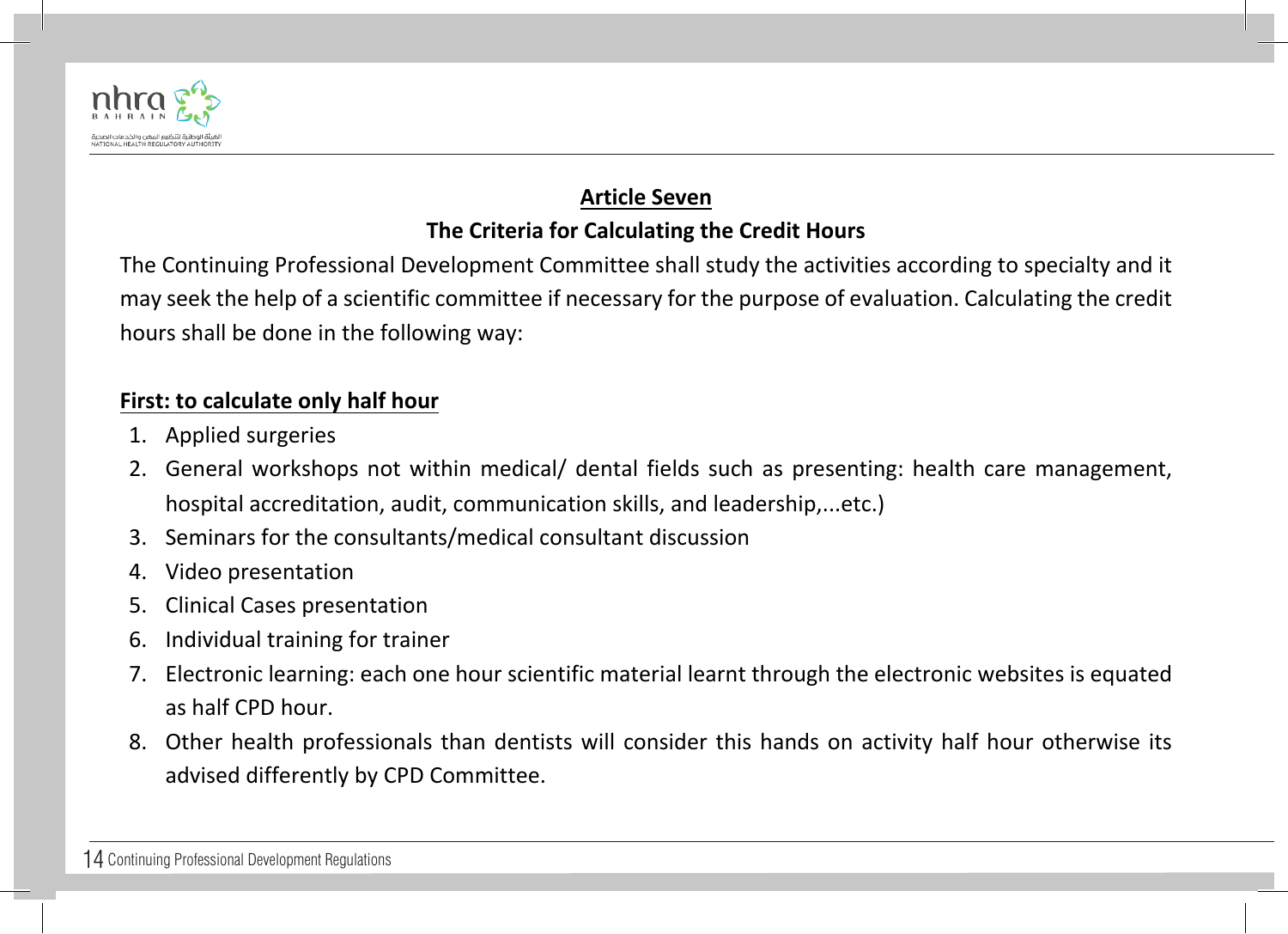## Article Seven

### The Criteria for Calculating the Credit Hours

The Continuing Professional Development Committee shall study the activities according to specialty and it may seek the help of a scientific committee if necessary for the purpose of evaluation. Calculating the credit hours shall be done in the following way:

**First: to calculate only half hour**

1. Applied surgeries
2. General workshops not within medical/ dental fields such as presenting: health care management, hospital accreditation, audit, communication skills, and leadership,...etc.)
3. Seminars for the consultants/medical consultant discussion
4. Video presentation
5. Clinical Cases presentation
6. Individual training for trainer
7. Electronic learning: each one hour scientific material learnt through the electronic websites is equated as half CPD hour.
8. Other health professionals than dentists will consider this hands on activity half hour otherwise its advised differently by CPD Committee.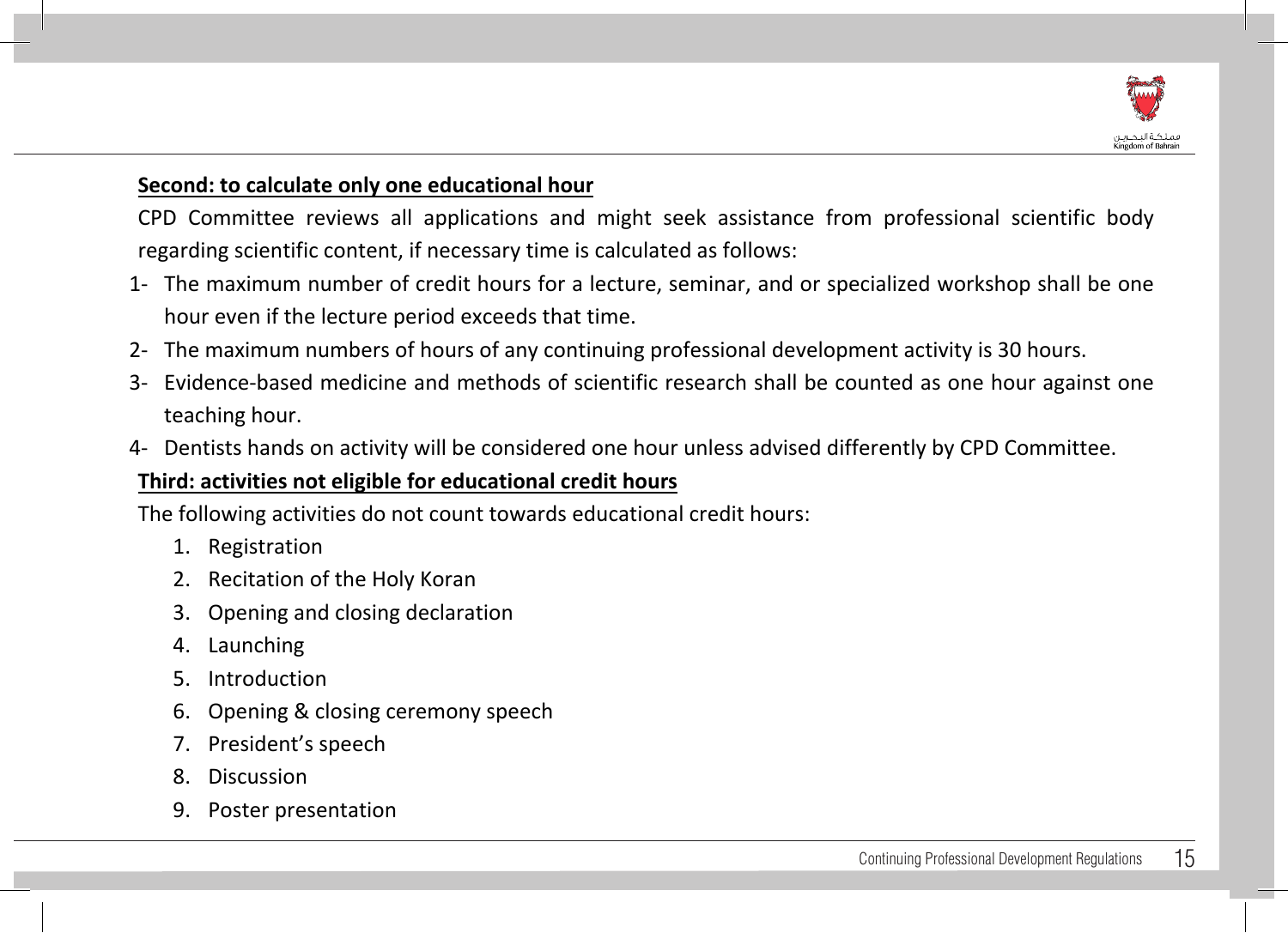**Second: to calculate only one educational hour**

CPD Committee reviews all applications and might seek assistance from professional scientific body regarding scientific content, if necessary time is calculated as follows:

1- The maximum number of credit hours for a lecture, seminar, and or specialized workshop shall be one hour even if the lecture period exceeds that time.
2- The maximum numbers of hours of any continuing professional development activity is 30 hours.
3- Evidence-based medicine and methods of scientific research shall be counted as one hour against one teaching hour.
4- Dentists hands on activity will be considered one hour unless advised differently by CPD Committee.

**Third: activities not eligible for educational credit hours**

The following activities do not count towards educational credit hours:

1. Registration
2. Recitation of the Holy Koran
3. Opening and closing declaration
4. Launching
5. Introduction
6. Opening & closing ceremony speech
7. President's speech
8. Discussion
9. Poster presentation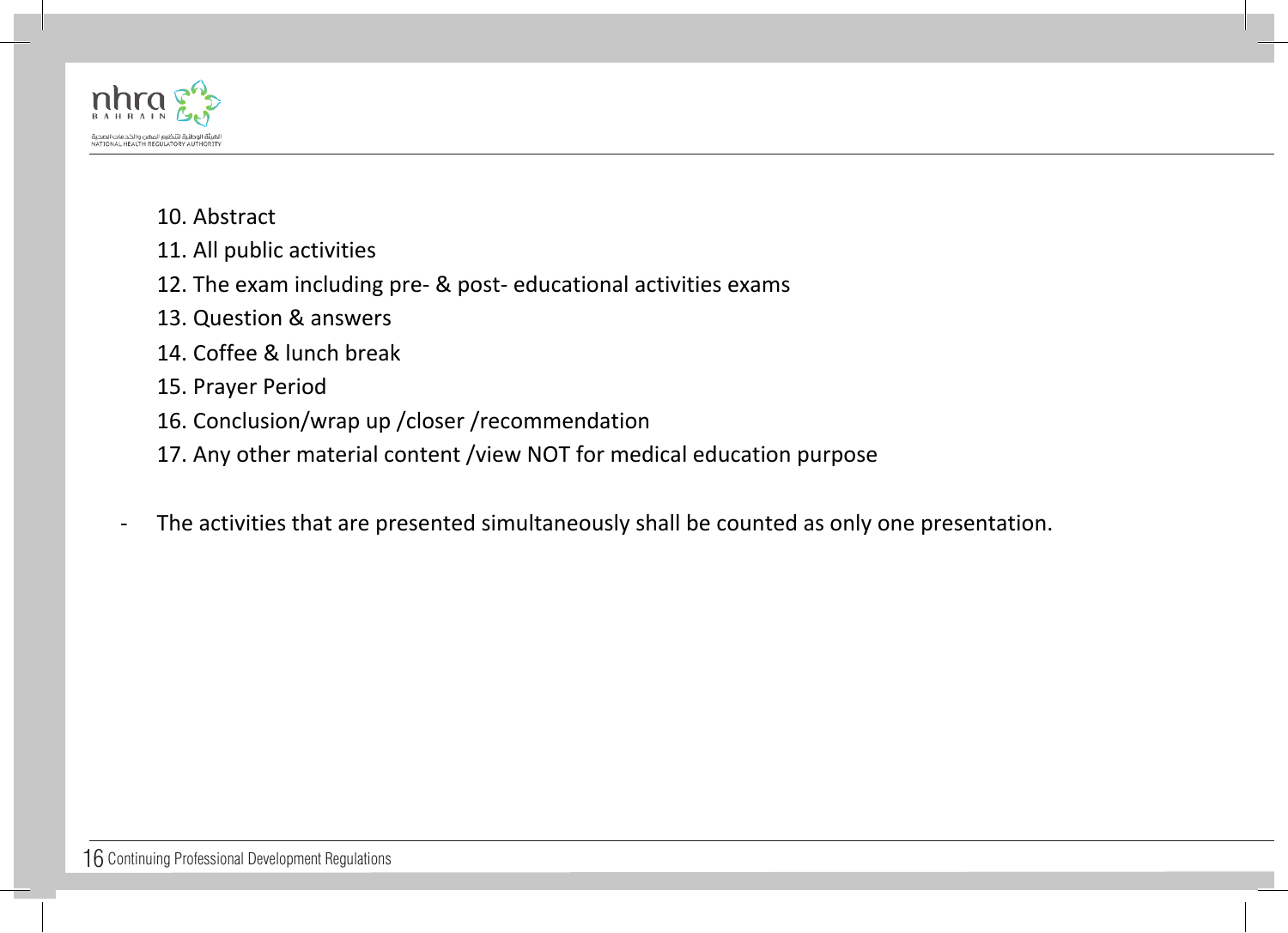10. Abstract
11. All public activities
12. The exam including pre- & post- educational activities exams
13. Question & answers
14. Coffee & lunch break
15. Prayer Period
16. Conclusion/wrap up /closer /recommendation
17. Any other material content /view NOT for medical education purpose

- The activities that are presented simultaneously shall be counted as only one presentation.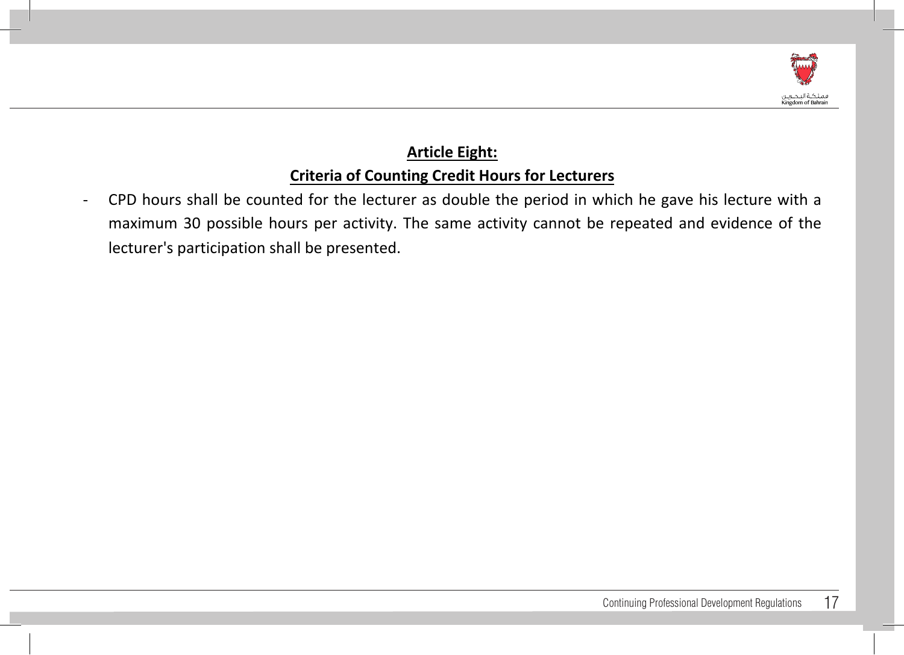**Article Eight:**

**Criteria of Counting Credit Hours for Lecturers**

- CPD hours shall be counted for the lecturer as double the period in which he gave his lecture with a maximum 30 possible hours per activity. The same activity cannot be repeated and evidence of the lecturer's participation shall be presented.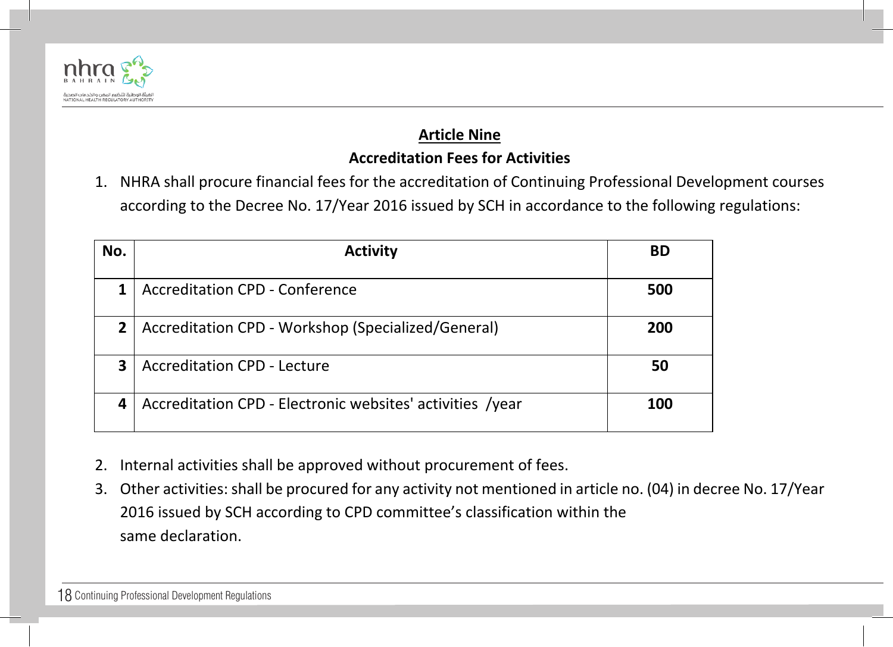## Article Nine

### Accreditation Fees for Activities

1. NHRA shall procure financial fees for the accreditation of Continuing Professional Development courses according to the Decree No. 17/Year 2016 issued by SCH in accordance to the following regulations:

| No. | Activity | BD |
|---|---|---|
| 1 | Accreditation CPD - Conference | **500** |
| 2 | Accreditation CPD - Workshop (Specialized/General) | **200** |
| 3 | Accreditation CPD - Lecture | **50** |
| 4 | Accreditation CPD - Electronic websites' activities /year | **100** |

2. Internal activities shall be approved without procurement of fees.
3. Other activities: shall be procured for any activity not mentioned in article no. (04) in decree No. 17/Year 2016 issued by SCH according to CPD committee's classification within the same declaration.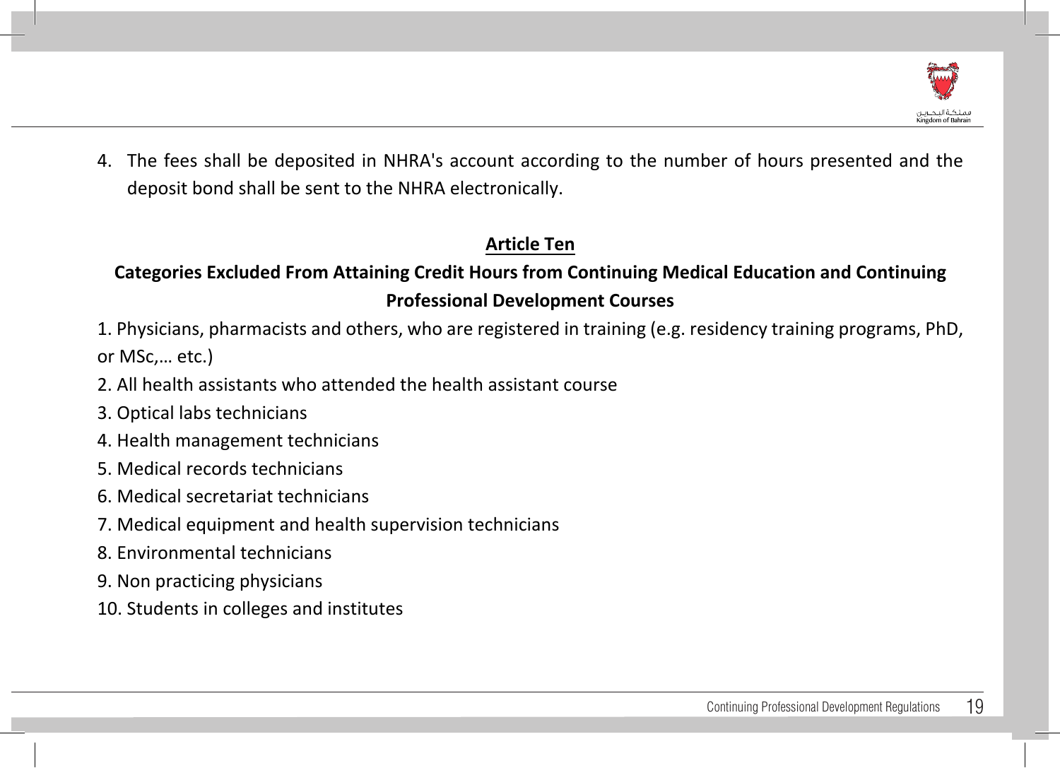4. The fees shall be deposited in NHRA's account according to the number of hours presented and the deposit bond shall be sent to the NHRA electronically.

## Article Ten

### Categories Excluded From Attaining Credit Hours from Continuing Medical Education and Continuing Professional Development Courses

1. Physicians, pharmacists and others, who are registered in training (e.g. residency training programs, PhD, or MSc,… etc.)
2. All health assistants who attended the health assistant course
3. Optical labs technicians
4. Health management technicians
5. Medical records technicians
6. Medical secretariat technicians
7. Medical equipment and health supervision technicians
8. Environmental technicians
9. Non practicing physicians
10. Students in colleges and institutes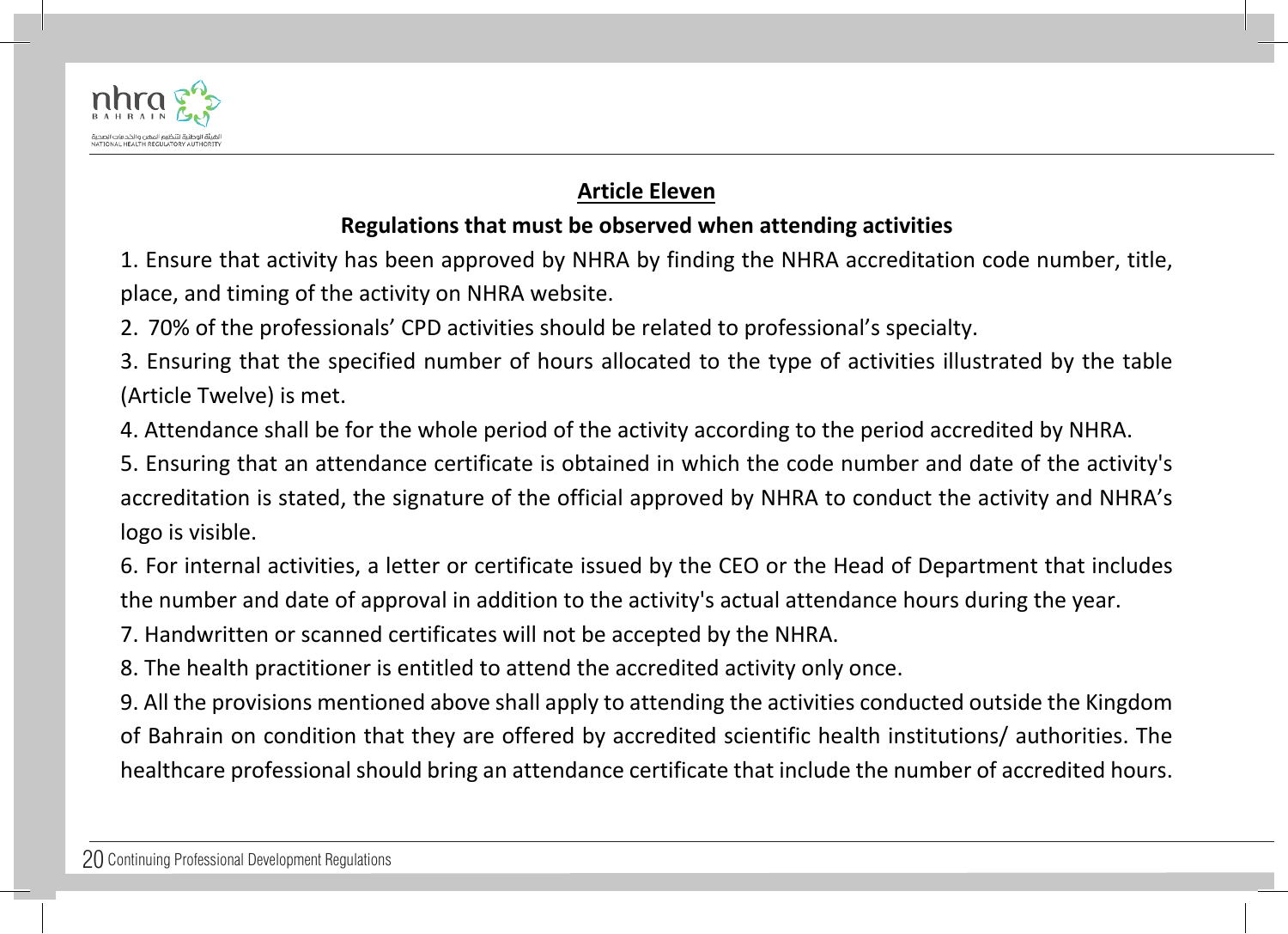## Article Eleven

### Regulations that must be observed when attending activities

1. Ensure that activity has been approved by NHRA by finding the NHRA accreditation code number, title, place, and timing of the activity on NHRA website.
2. 70% of the professionals’ CPD activities should be related to professional’s specialty.
3. Ensuring that the specified number of hours allocated to the type of activities illustrated by the table (Article Twelve) is met.
4. Attendance shall be for the whole period of the activity according to the period accredited by NHRA.
5. Ensuring that an attendance certificate is obtained in which the code number and date of the activity's accreditation is stated, the signature of the official approved by NHRA to conduct the activity and NHRA’s logo is visible.
6. For internal activities, a letter or certificate issued by the CEO or the Head of Department that includes the number and date of approval in addition to the activity's actual attendance hours during the year.
7. Handwritten or scanned certificates will not be accepted by the NHRA.
8. The health practitioner is entitled to attend the accredited activity only once.
9. All the provisions mentioned above shall apply to attending the activities conducted outside the Kingdom of Bahrain on condition that they are offered by accredited scientific health institutions/ authorities. The healthcare professional should bring an attendance certificate that include the number of accredited hours.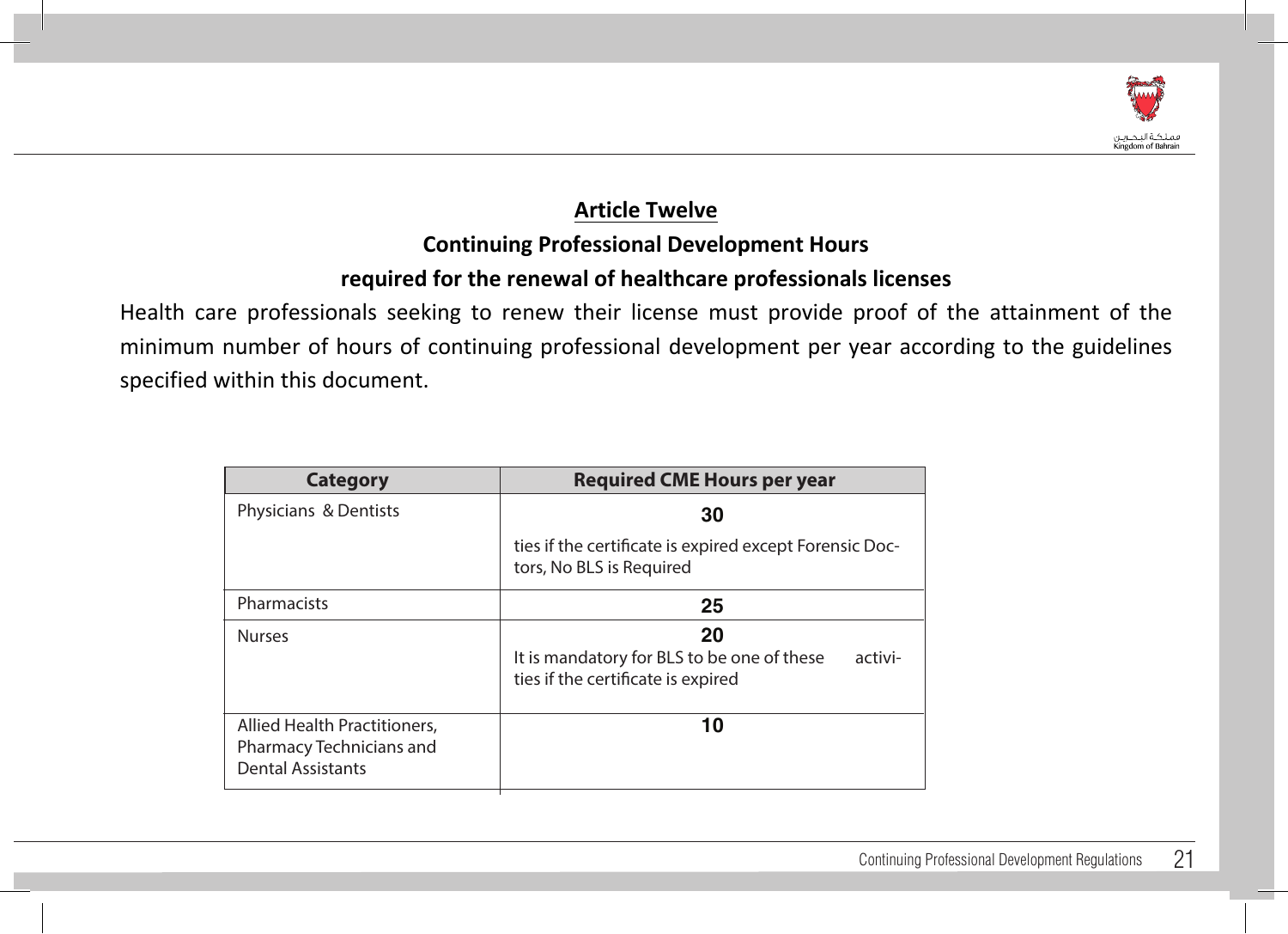## Article Twelve

### Continuing Professional Development Hours required for the renewal of healthcare professionals licenses

Health care professionals seeking to renew their license must provide proof of the attainment of the minimum number of hours of continuing professional development per year according to the guidelines specified within this document.

| Category | Required CME Hours per year |
|---|---|
| Physicians & Dentists | **30**<br>ties if the certificate is expired except Forensic Doctors, No BLS is Required |
| Pharmacists | **25** |
| Nurses | **20**<br>It is mandatory for BLS to be one of these activities if the certificate is expired |
| Allied Health Practitioners, Pharmacy Technicians and Dental Assistants | **10** |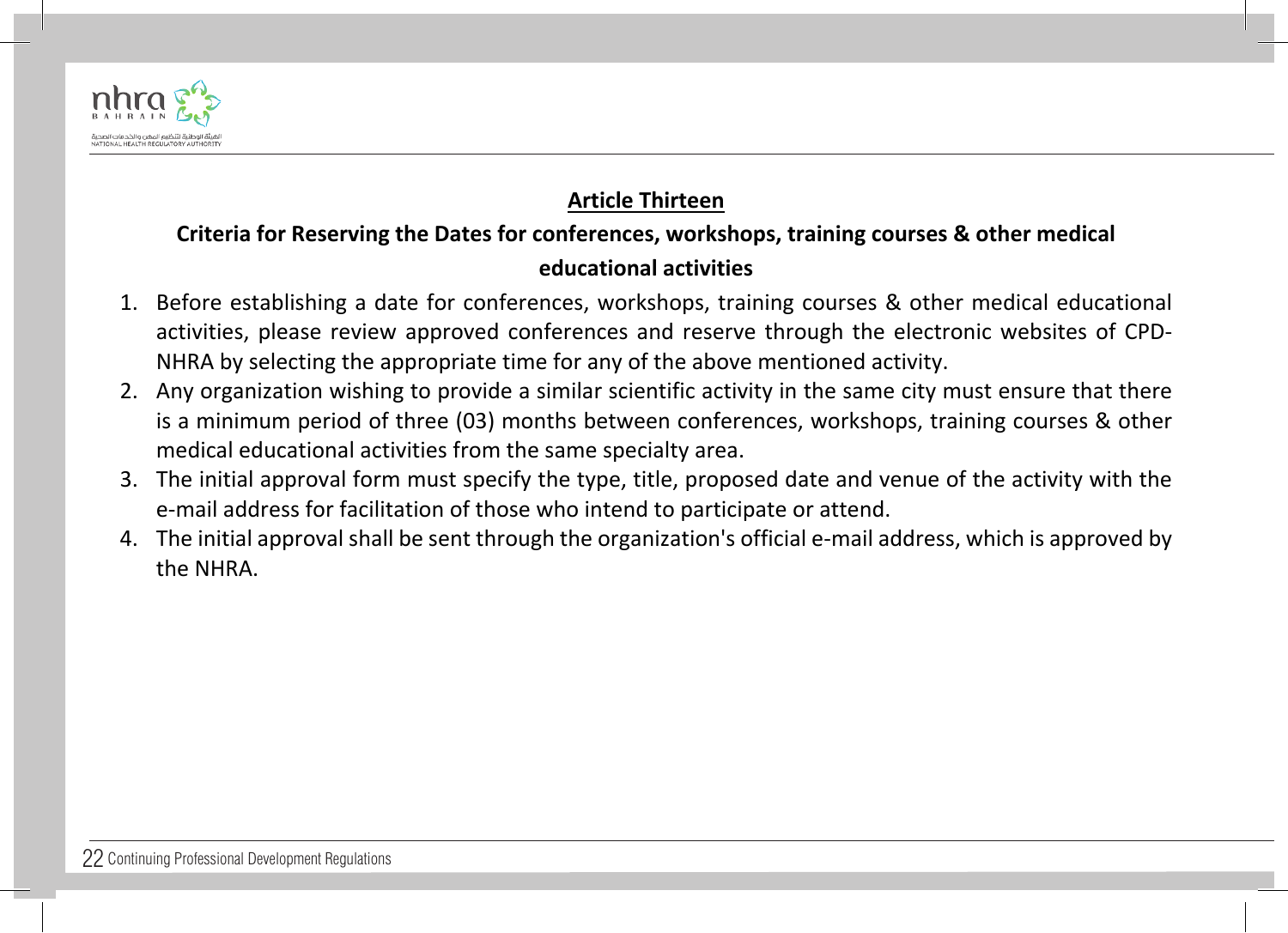## Article Thirteen

### Criteria for Reserving the Dates for conferences, workshops, training courses & other medical educational activities

1. Before establishing a date for conferences, workshops, training courses & other medical educational activities, please review approved conferences and reserve through the electronic websites of CPD-NHRA by selecting the appropriate time for any of the above mentioned activity.
2. Any organization wishing to provide a similar scientific activity in the same city must ensure that there is a minimum period of three (03) months between conferences, workshops, training courses & other medical educational activities from the same specialty area.
3. The initial approval form must specify the type, title, proposed date and venue of the activity with the e-mail address for facilitation of those who intend to participate or attend.
4. The initial approval shall be sent through the organization's official e-mail address, which is approved by the NHRA.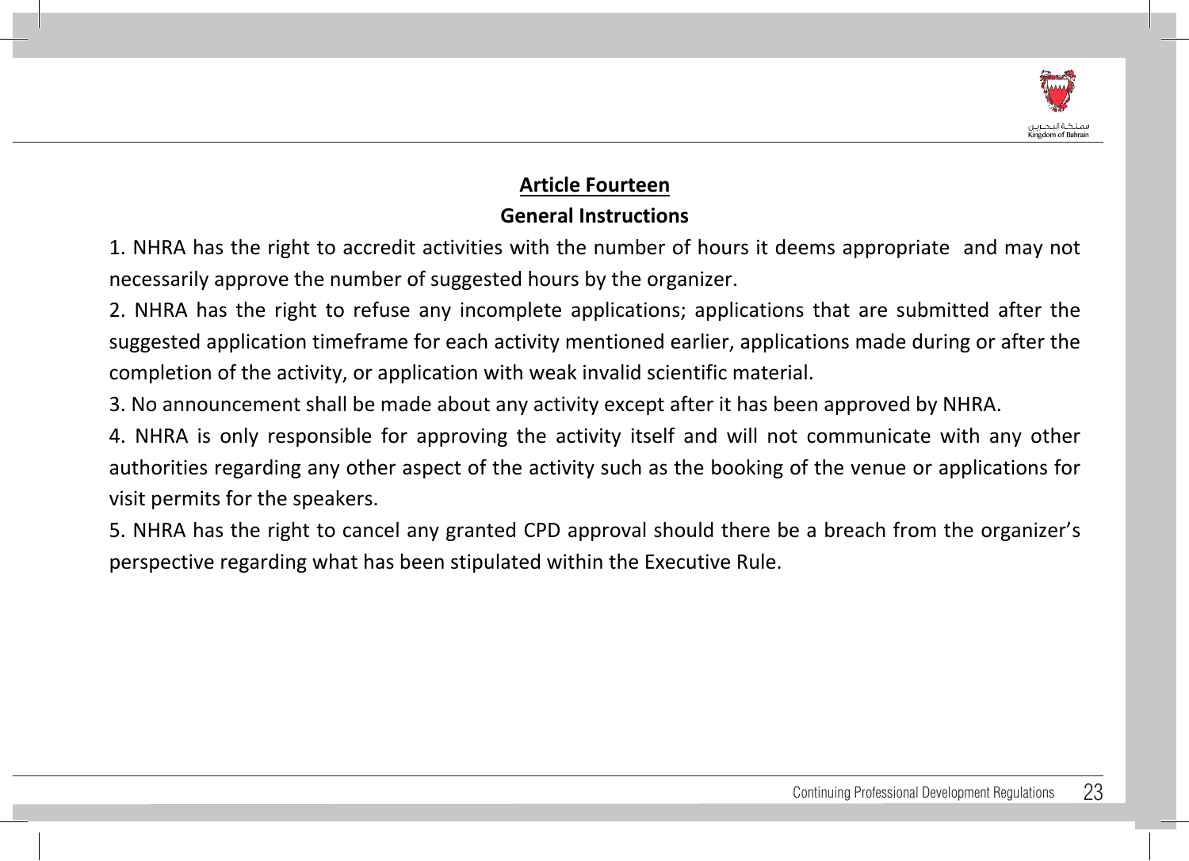## Article Fourteen

### General Instructions

1. NHRA has the right to accredit activities with the number of hours it deems appropriate and may not necessarily approve the number of suggested hours by the organizer.
2. NHRA has the right to refuse any incomplete applications; applications that are submitted after the suggested application timeframe for each activity mentioned earlier, applications made during or after the completion of the activity, or application with weak invalid scientific material.
3. No announcement shall be made about any activity except after it has been approved by NHRA.
4. NHRA is only responsible for approving the activity itself and will not communicate with any other authorities regarding any other aspect of the activity such as the booking of the venue or applications for visit permits for the speakers.
5. NHRA has the right to cancel any granted CPD approval should there be a breach from the organizer's perspective regarding what has been stipulated within the Executive Rule.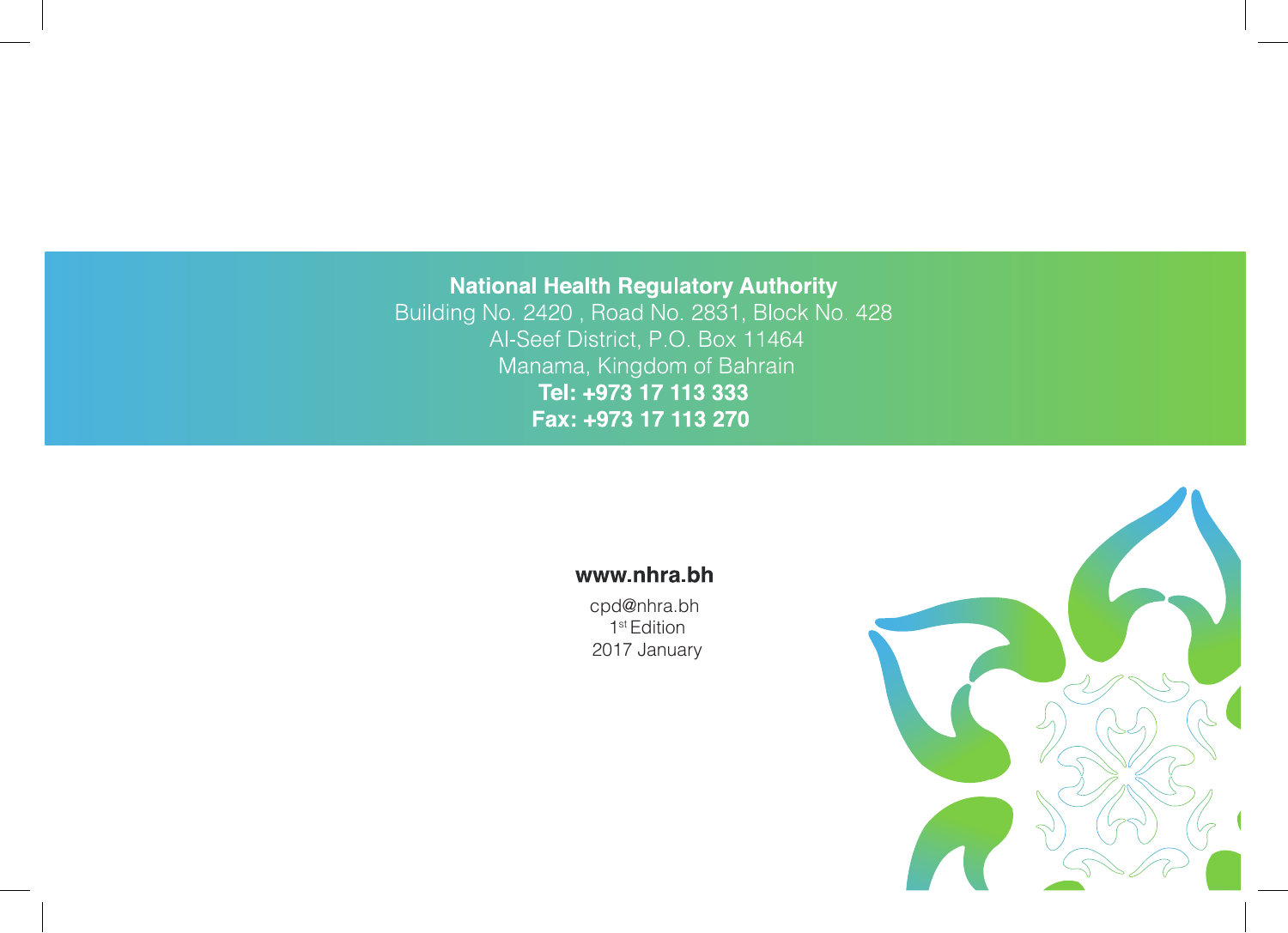**National Health Regulatory Authority**
Building No. 2420 , Road No. 2831, Block No. 428
Al-Seef District, P.O. Box 11464
Manama, Kingdom of Bahrain
**Tel: +973 17 113 333**
**Fax: +973 17 113 270**

**www.nhra.bh**

cpd@nhra.bh
1st Edition
2017 January